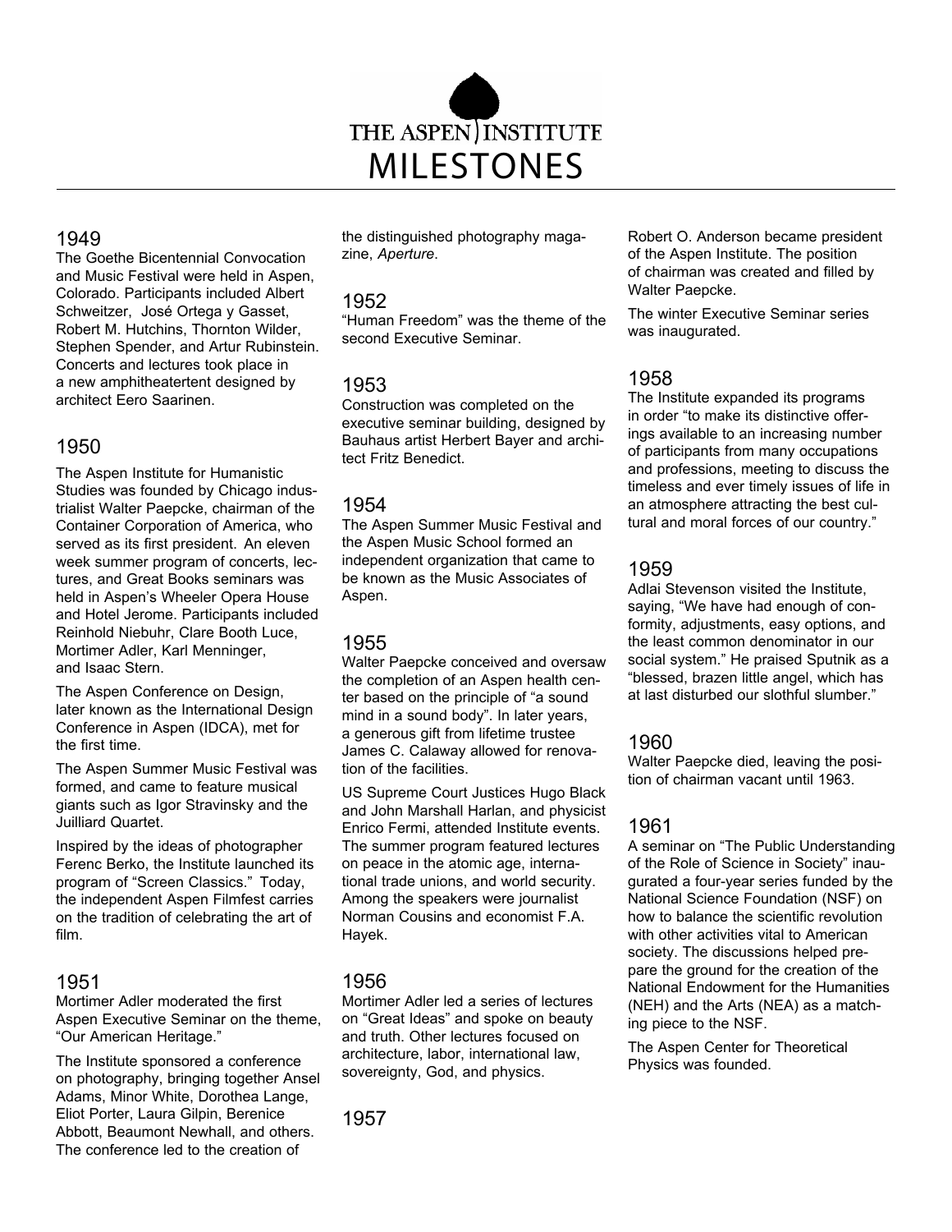# THE ASPEN INSTITUTE
# MILESTONES

## 1949

The Goethe Bicentennial Convocation and Music Festival were held in Aspen, Colorado. Participants included Albert Schweitzer, José Ortega y Gasset, Robert M. Hutchins, Thornton Wilder, Stephen Spender, and Artur Rubinstein. Concerts and lectures took place in a new amphitheatertent designed by architect Eero Saarinen.

## 1950

The Aspen Institute for Humanistic Studies was founded by Chicago industrialist Walter Paepcke, chairman of the Container Corporation of America, who served as its first president. An eleven week summer program of concerts, lectures, and Great Books seminars was held in Aspen's Wheeler Opera House and Hotel Jerome. Participants included Reinhold Niebuhr, Clare Booth Luce, Mortimer Adler, Karl Menninger, and Isaac Stern.

The Aspen Conference on Design, later known as the International Design Conference in Aspen (IDCA), met for the first time.

The Aspen Summer Music Festival was formed, and came to feature musical giants such as Igor Stravinsky and the Juilliard Quartet.

Inspired by the ideas of photographer Ferenc Berko, the Institute launched its program of "Screen Classics." Today, the independent Aspen Filmfest carries on the tradition of celebrating the art of film.

## 1951

Mortimer Adler moderated the first Aspen Executive Seminar on the theme, "Our American Heritage."

The Institute sponsored a conference on photography, bringing together Ansel Adams, Minor White, Dorothea Lange, Eliot Porter, Laura Gilpin, Berenice Abbott, Beaumont Newhall, and others. The conference led to the creation of the distinguished photography magazine, *Aperture*.

## 1952

"Human Freedom" was the theme of the second Executive Seminar.

## 1953

Construction was completed on the executive seminar building, designed by Bauhaus artist Herbert Bayer and architect Fritz Benedict.

## 1954

The Aspen Summer Music Festival and the Aspen Music School formed an independent organization that came to be known as the Music Associates of Aspen.

## 1955

Walter Paepcke conceived and oversaw the completion of an Aspen health center based on the principle of "a sound mind in a sound body". In later years, a generous gift from lifetime trustee James C. Calaway allowed for renovation of the facilities.

US Supreme Court Justices Hugo Black and John Marshall Harlan, and physicist Enrico Fermi, attended Institute events. The summer program featured lectures on peace in the atomic age, international trade unions, and world security. Among the speakers were journalist Norman Cousins and economist F.A. Hayek.

## 1956

Mortimer Adler led a series of lectures on "Great Ideas" and spoke on beauty and truth. Other lectures focused on architecture, labor, international law, sovereignty, God, and physics.

## 1957

Robert O. Anderson became president of the Aspen Institute. The position of chairman was created and filled by Walter Paepcke.

The winter Executive Seminar series was inaugurated.

## 1958

The Institute expanded its programs in order "to make its distinctive offerings available to an increasing number of participants from many occupations and professions, meeting to discuss the timeless and ever timely issues of life in an atmosphere attracting the best cultural and moral forces of our country."

## 1959

Adlai Stevenson visited the Institute, saying, "We have had enough of conformity, adjustments, easy options, and the least common denominator in our social system." He praised Sputnik as a "blessed, brazen little angel, which has at last disturbed our slothful slumber."

## 1960

Walter Paepcke died, leaving the position of chairman vacant until 1963.

## 1961

A seminar on "The Public Understanding of the Role of Science in Society" inaugurated a four-year series funded by the National Science Foundation (NSF) on how to balance the scientific revolution with other activities vital to American society. The discussions helped prepare the ground for the creation of the National Endowment for the Humanities (NEH) and the Arts (NEA) as a matching piece to the NSF.

The Aspen Center for Theoretical Physics was founded.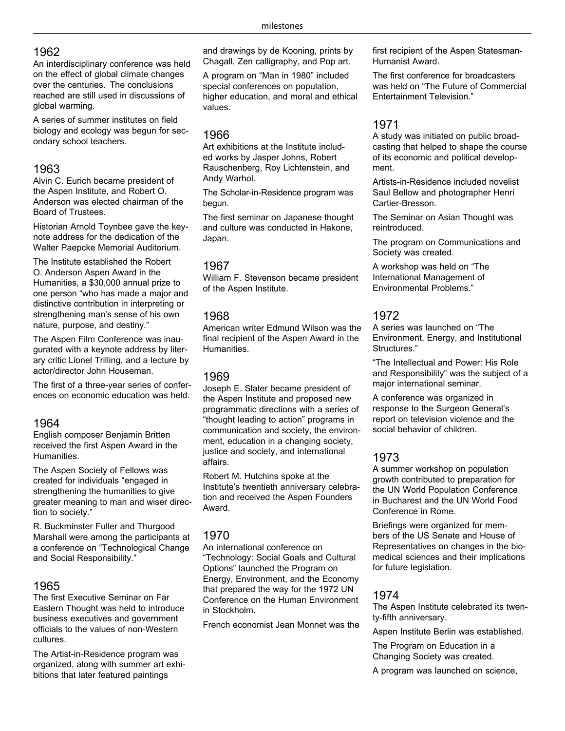## 1962

An interdisciplinary conference was held on the effect of global climate changes over the centuries. The conclusions reached are still used in discussions of global warming.

A series of summer institutes on field biology and ecology was begun for secondary school teachers.

## 1963

Alvin C. Eurich became president of the Aspen Institute, and Robert O. Anderson was elected chairman of the Board of Trustees.

Historian Arnold Toynbee gave the keynote address for the dedication of the Walter Paepcke Memorial Auditorium.

The Institute established the Robert O. Anderson Aspen Award in the Humanities, a $30,000 annual prize to one person "who has made a major and distinctive contribution in interpreting or strengthening man's sense of his own nature, purpose, and destiny."

The Aspen Film Conference was inaugurated with a keynote address by literary critic Lionel Trilling, and a lecture by actor/director John Houseman.

The first of a three-year series of conferences on economic education was held.

## 1964

English composer Benjamin Britten received the first Aspen Award in the Humanities.

The Aspen Society of Fellows was created for individuals "engaged in strengthening the humanities to give greater meaning to man and wiser direction to society."

R. Buckminster Fuller and Thurgood Marshall were among the participants at a conference on "Technological Change and Social Responsibility."

## 1965

The first Executive Seminar on Far Eastern Thought was held to introduce business executives and government officials to the values of non-Western cultures.

The Artist-in-Residence program was organized, along with summer art exhibitions that later featured paintings and drawings by de Kooning, prints by Chagall, Zen calligraphy, and Pop art.

A program on "Man in 1980" included special conferences on population, higher education, and moral and ethical values.

## 1966

Art exhibitions at the Institute included works by Jasper Johns, Robert Rauschenberg, Roy Lichtenstein, and Andy Warhol.

The Scholar-in-Residence program was begun.

The first seminar on Japanese thought and culture was conducted in Hakone, Japan.

## 1967

William F. Stevenson became president of the Aspen Institute.

## 1968

American writer Edmund Wilson was the final recipient of the Aspen Award in the Humanities.

## 1969

Joseph E. Slater became president of the Aspen Institute and proposed new programmatic directions with a series of "thought leading to action" programs in communication and society, the environment, education in a changing society, justice and society, and international affairs.

Robert M. Hutchins spoke at the Institute's twentieth anniversary celebration and received the Aspen Founders Award.

## 1970

An international conference on "Technology: Social Goals and Cultural Options" launched the Program on Energy, Environment, and the Economy that prepared the way for the 1972 UN Conference on the Human Environment in Stockholm.

French economist Jean Monnet was the first recipient of the Aspen Statesman-Humanist Award.

The first conference for broadcasters was held on "The Future of Commercial Entertainment Television."

## 1971

A study was initiated on public broadcasting that helped to shape the course of its economic and political development.

Artists-in-Residence included novelist Saul Bellow and photographer Henri Cartier-Bresson.

The Seminar on Asian Thought was reintroduced.

The program on Communications and Society was created.

A workshop was held on "The International Management of Environmental Problems."

## 1972

A series was launched on "The Environment, Energy, and Institutional Structures."

"The Intellectual and Power: His Role and Responsibility" was the subject of a major international seminar.

A conference was organized in response to the Surgeon General's report on television violence and the social behavior of children.

## 1973

A summer workshop on population growth contributed to preparation for the UN World Population Conference in Bucharest and the UN World Food Conference in Rome.

Briefings were organized for members of the US Senate and House of Representatives on changes in the biomedical sciences and their implications for future legislation.

## 1974

The Aspen Institute celebrated its twenty-fifth anniversary.

Aspen Institute Berlin was established.

The Program on Education in a Changing Society was created.

A program was launched on science,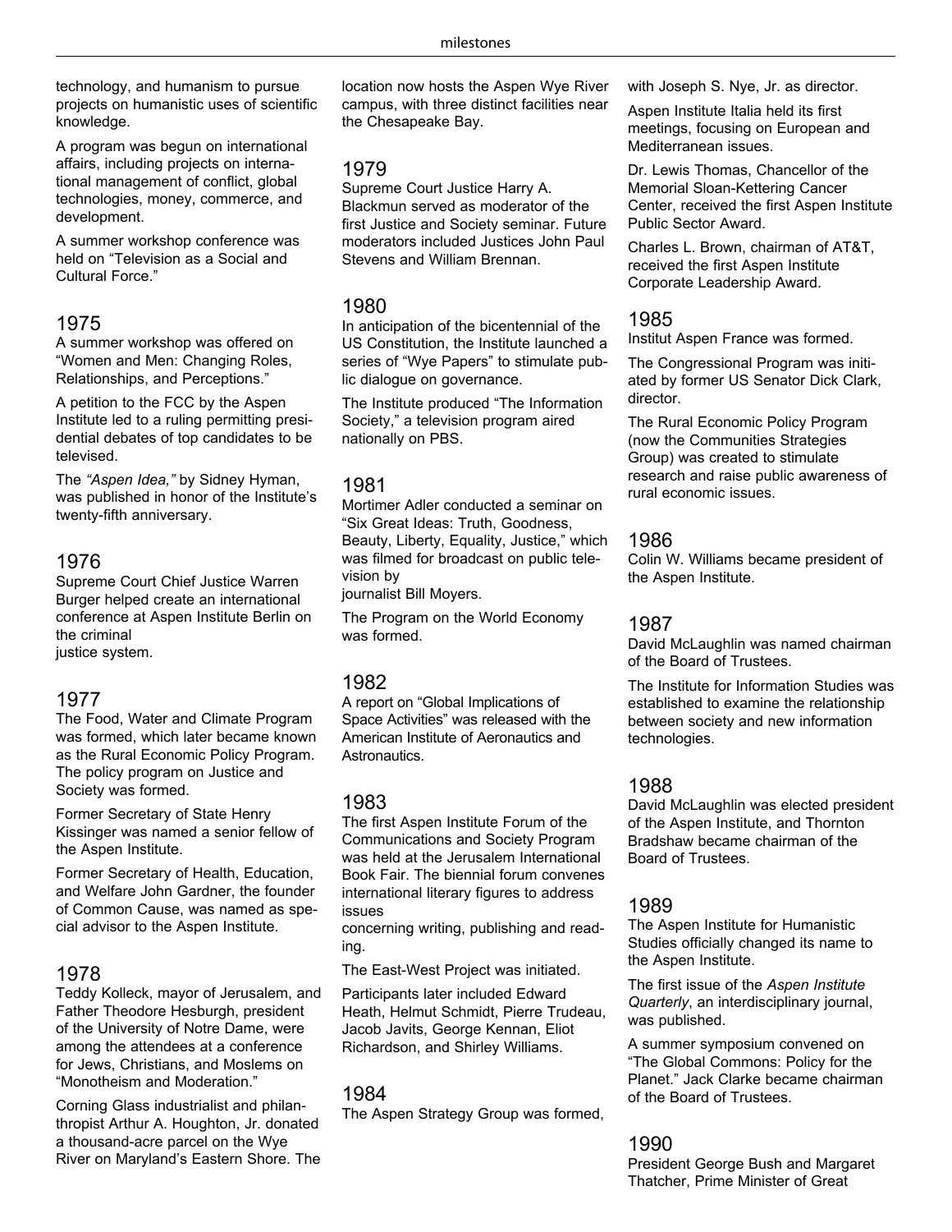technology, and humanism to pursue projects on humanistic uses of scientific knowledge.

A program was begun on international affairs, including projects on international management of conflict, global technologies, money, commerce, and development.

A summer workshop conference was held on "Television as a Social and Cultural Force."

## 1975

A summer workshop was offered on "Women and Men: Changing Roles, Relationships, and Perceptions."

A petition to the FCC by the Aspen Institute led to a ruling permitting presidential debates of top candidates to be televised.

The *"Aspen Idea,"* by Sidney Hyman, was published in honor of the Institute's twenty-fifth anniversary.

## 1976

Supreme Court Chief Justice Warren Burger helped create an international conference at Aspen Institute Berlin on the criminal justice system.

## 1977

The Food, Water and Climate Program was formed, which later became known as the Rural Economic Policy Program. The policy program on Justice and Society was formed.

Former Secretary of State Henry Kissinger was named a senior fellow of the Aspen Institute.

Former Secretary of Health, Education, and Welfare John Gardner, the founder of Common Cause, was named as special advisor to the Aspen Institute.

## 1978

Teddy Kolleck, mayor of Jerusalem, and Father Theodore Hesburgh, president of the University of Notre Dame, were among the attendees at a conference for Jews, Christians, and Moslems on "Monotheism and Moderation."

Corning Glass industrialist and philanthropist Arthur A. Houghton, Jr. donated a thousand-acre parcel on the Wye River on Maryland's Eastern Shore. The location now hosts the Aspen Wye River campus, with three distinct facilities near the Chesapeake Bay.

## 1979

Supreme Court Justice Harry A. Blackmun served as moderator of the first Justice and Society seminar. Future moderators included Justices John Paul Stevens and William Brennan.

## 1980

In anticipation of the bicentennial of the US Constitution, the Institute launched a series of "Wye Papers" to stimulate public dialogue on governance.

The Institute produced "The Information Society," a television program aired nationally on PBS.

## 1981

Mortimer Adler conducted a seminar on "Six Great Ideas: Truth, Goodness, Beauty, Liberty, Equality, Justice," which was filmed for broadcast on public television by journalist Bill Moyers.

The Program on the World Economy was formed.

## 1982

A report on "Global Implications of Space Activities" was released with the American Institute of Aeronautics and Astronautics.

## 1983

The first Aspen Institute Forum of the Communications and Society Program was held at the Jerusalem International Book Fair. The biennial forum convenes international literary figures to address issues concerning writing, publishing and reading.

The East-West Project was initiated.

Participants later included Edward Heath, Helmut Schmidt, Pierre Trudeau, Jacob Javits, George Kennan, Eliot Richardson, and Shirley Williams.

## 1984

The Aspen Strategy Group was formed, with Joseph S. Nye, Jr. as director.

Aspen Institute Italia held its first meetings, focusing on European and Mediterranean issues.

Dr. Lewis Thomas, Chancellor of the Memorial Sloan-Kettering Cancer Center, received the first Aspen Institute Public Sector Award.

Charles L. Brown, chairman of AT&T, received the first Aspen Institute Corporate Leadership Award.

## 1985

Institut Aspen France was formed.

The Congressional Program was initiated by former US Senator Dick Clark, director.

The Rural Economic Policy Program (now the Communities Strategies Group) was created to stimulate research and raise public awareness of rural economic issues.

## 1986

Colin W. Williams became president of the Aspen Institute.

## 1987

David McLaughlin was named chairman of the Board of Trustees.

The Institute for Information Studies was established to examine the relationship between society and new information technologies.

## 1988

David McLaughlin was elected president of the Aspen Institute, and Thornton Bradshaw became chairman of the Board of Trustees.

## 1989

The Aspen Institute for Humanistic Studies officially changed its name to the Aspen Institute.

The first issue of the *Aspen Institute Quarterly*, an interdisciplinary journal, was published.

A summer symposium convened on "The Global Commons: Policy for the Planet." Jack Clarke became chairman of the Board of Trustees.

## 1990

President George Bush and Margaret Thatcher, Prime Minister of Great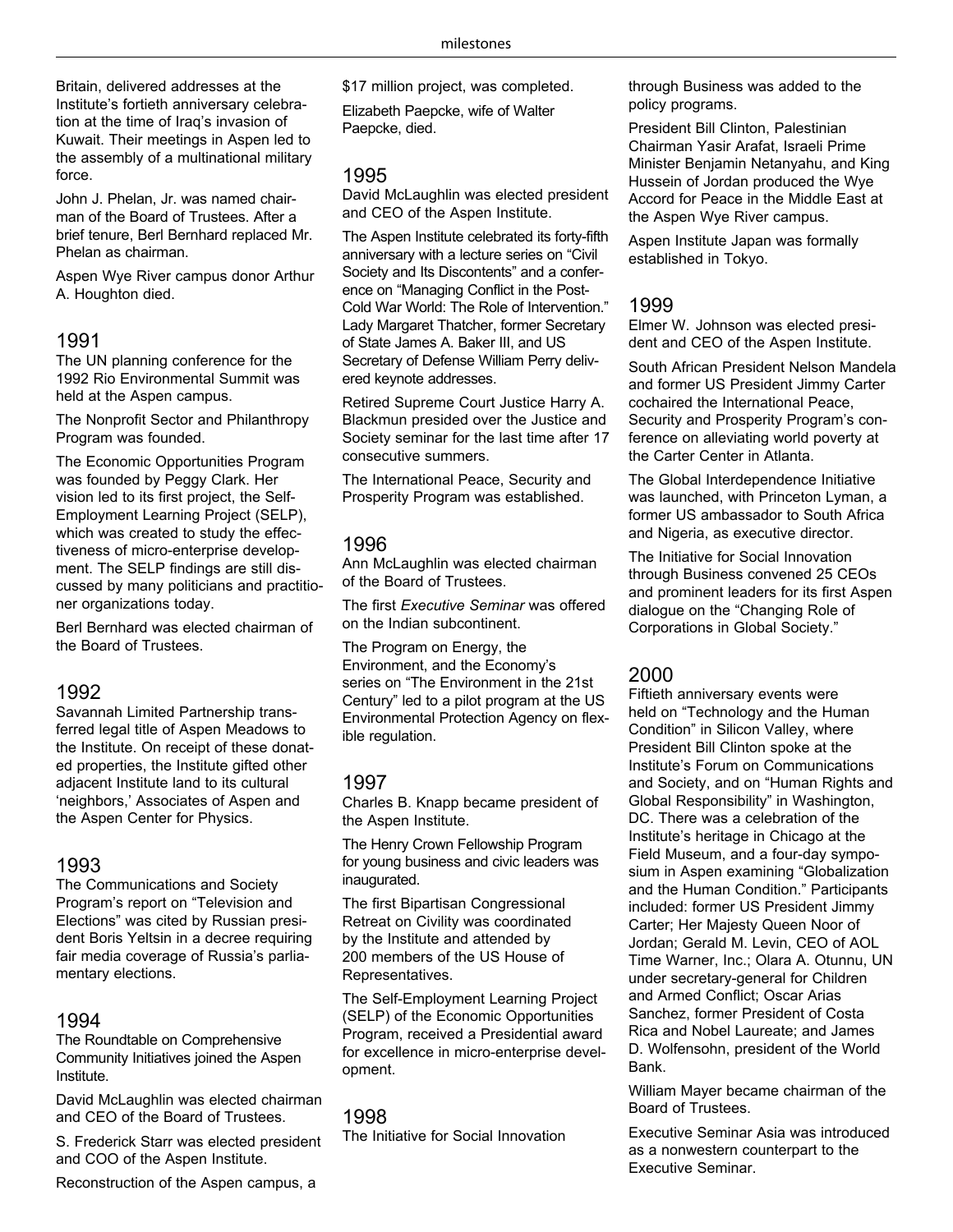Britain, delivered addresses at the Institute's fortieth anniversary celebration at the time of Iraq's invasion of Kuwait. Their meetings in Aspen led to the assembly of a multinational military force.

John J. Phelan, Jr. was named chairman of the Board of Trustees. After a brief tenure, Berl Bernhard replaced Mr. Phelan as chairman.

Aspen Wye River campus donor Arthur A. Houghton died.

## 1991

The UN planning conference for the 1992 Rio Environmental Summit was held at the Aspen campus.

The Nonprofit Sector and Philanthropy Program was founded.

The Economic Opportunities Program was founded by Peggy Clark. Her vision led to its first project, the Self-Employment Learning Project (SELP), which was created to study the effectiveness of micro-enterprise development. The SELP findings are still discussed by many politicians and practitioner organizations today.

Berl Bernhard was elected chairman of the Board of Trustees.

## 1992

Savannah Limited Partnership transferred legal title of Aspen Meadows to the Institute. On receipt of these donated properties, the Institute gifted other adjacent Institute land to its cultural 'neighbors,' Associates of Aspen and the Aspen Center for Physics.

## 1993

The Communications and Society Program's report on "Television and Elections" was cited by Russian president Boris Yeltsin in a decree requiring fair media coverage of Russia's parliamentary elections.

## 1994

The Roundtable on Comprehensive Community Initiatives joined the Aspen Institute.

David McLaughlin was elected chairman and CEO of the Board of Trustees.

S. Frederick Starr was elected president and COO of the Aspen Institute.

Reconstruction of the Aspen campus, a $17 million project, was completed.

Elizabeth Paepcke, wife of Walter Paepcke, died.

## 1995

David McLaughlin was elected president and CEO of the Aspen Institute.

The Aspen Institute celebrated its forty-fifth anniversary with a lecture series on "Civil Society and Its Discontents" and a conference on "Managing Conflict in the Post-Cold War World: The Role of Intervention." Lady Margaret Thatcher, former Secretary of State James A. Baker III, and US Secretary of Defense William Perry delivered keynote addresses.

Retired Supreme Court Justice Harry A. Blackmun presided over the Justice and Society seminar for the last time after 17 consecutive summers.

The International Peace, Security and Prosperity Program was established.

## 1996

Ann McLaughlin was elected chairman of the Board of Trustees.

The first *Executive Seminar* was offered on the Indian subcontinent.

The Program on Energy, the Environment, and the Economy's series on "The Environment in the 21st Century" led to a pilot program at the US Environmental Protection Agency on flexible regulation.

## 1997

Charles B. Knapp became president of the Aspen Institute.

The Henry Crown Fellowship Program for young business and civic leaders was inaugurated.

The first Bipartisan Congressional Retreat on Civility was coordinated by the Institute and attended by 200 members of the US House of Representatives.

The Self-Employment Learning Project (SELP) of the Economic Opportunities Program, received a Presidential award for excellence in micro-enterprise development.

## 1998

The Initiative for Social Innovation through Business was added to the policy programs.

President Bill Clinton, Palestinian Chairman Yasir Arafat, Israeli Prime Minister Benjamin Netanyahu, and King Hussein of Jordan produced the Wye Accord for Peace in the Middle East at the Aspen Wye River campus.

Aspen Institute Japan was formally established in Tokyo.

## 1999

Elmer W. Johnson was elected president and CEO of the Aspen Institute.

South African President Nelson Mandela and former US President Jimmy Carter cochaired the International Peace, Security and Prosperity Program's conference on alleviating world poverty at the Carter Center in Atlanta.

The Global Interdependence Initiative was launched, with Princeton Lyman, a former US ambassador to South Africa and Nigeria, as executive director.

The Initiative for Social Innovation through Business convened 25 CEOs and prominent leaders for its first Aspen dialogue on the "Changing Role of Corporations in Global Society."

## 2000

Fiftieth anniversary events were held on "Technology and the Human Condition" in Silicon Valley, where President Bill Clinton spoke at the Institute's Forum on Communications and Society, and on "Human Rights and Global Responsibility" in Washington, DC. There was a celebration of the Institute's heritage in Chicago at the Field Museum, and a four-day symposium in Aspen examining "Globalization and the Human Condition." Participants included: former US President Jimmy Carter; Her Majesty Queen Noor of Jordan; Gerald M. Levin, CEO of AOL Time Warner, Inc.; Olara A. Otunnu, UN under secretary-general for Children and Armed Conflict; Oscar Arias Sanchez, former President of Costa Rica and Nobel Laureate; and James D. Wolfensohn, president of the World Bank.

William Mayer became chairman of the Board of Trustees.

Executive Seminar Asia was introduced as a nonwestern counterpart to the Executive Seminar.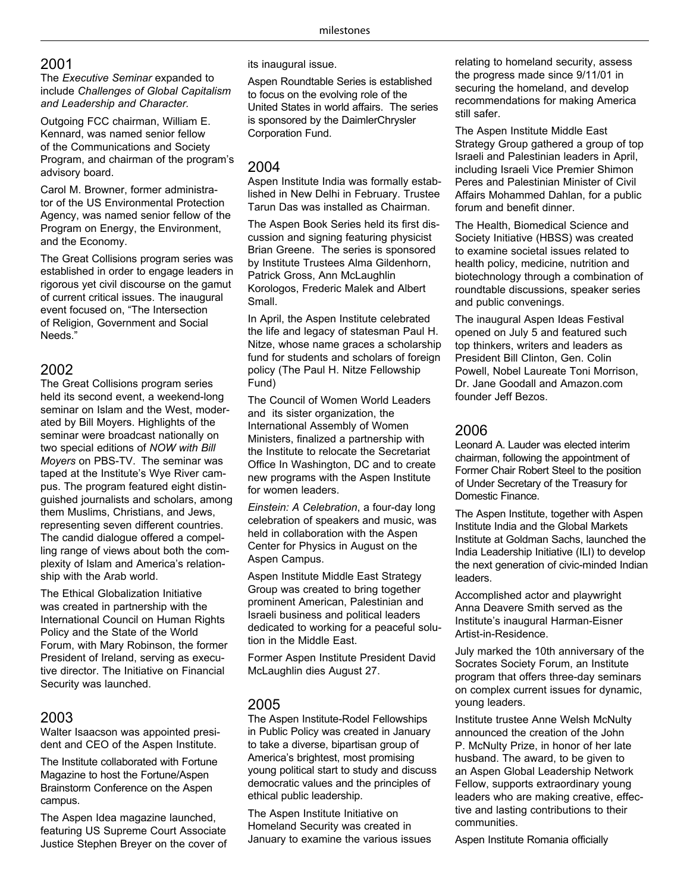## 2001

The *Executive Seminar* expanded to include *Challenges of Global Capitalism and Leadership and Character.*

Outgoing FCC chairman, William E. Kennard, was named senior fellow of the Communications and Society Program, and chairman of the program's advisory board.

Carol M. Browner, former administrator of the US Environmental Protection Agency, was named senior fellow of the Program on Energy, the Environment, and the Economy.

The Great Collisions program series was established in order to engage leaders in rigorous yet civil discourse on the gamut of current critical issues. The inaugural event focused on, "The Intersection of Religion, Government and Social Needs."

## 2002

The Great Collisions program series held its second event, a weekend-long seminar on Islam and the West, moderated by Bill Moyers. Highlights of the seminar were broadcast nationally on two special editions of *NOW with Bill Moyers* on PBS-TV. The seminar was taped at the Institute's Wye River campus. The program featured eight distinguished journalists and scholars, among them Muslims, Christians, and Jews, representing seven different countries. The candid dialogue offered a compelling range of views about both the complexity of Islam and America's relationship with the Arab world.

The Ethical Globalization Initiative was created in partnership with the International Council on Human Rights Policy and the State of the World Forum, with Mary Robinson, the former President of Ireland, serving as executive director. The Initiative on Financial Security was launched.

## 2003

Walter Isaacson was appointed president and CEO of the Aspen Institute.

The Institute collaborated with Fortune Magazine to host the Fortune/Aspen Brainstorm Conference on the Aspen campus.

The Aspen Idea magazine launched, featuring US Supreme Court Associate Justice Stephen Breyer on the cover of its inaugural issue.

Aspen Roundtable Series is established to focus on the evolving role of the United States in world affairs. The series is sponsored by the DaimlerChrysler Corporation Fund.

## 2004

Aspen Institute India was formally established in New Delhi in February. Trustee Tarun Das was installed as Chairman.

The Aspen Book Series held its first discussion and signing featuring physicist Brian Greene. The series is sponsored by Institute Trustees Alma Gildenhorn, Patrick Gross, Ann McLaughlin Korologos, Frederic Malek and Albert Small.

In April, the Aspen Institute celebrated the life and legacy of statesman Paul H. Nitze, whose name graces a scholarship fund for students and scholars of foreign policy (The Paul H. Nitze Fellowship Fund)

The Council of Women World Leaders and its sister organization, the International Assembly of Women Ministers, finalized a partnership with the Institute to relocate the Secretariat Office In Washington, DC and to create new programs with the Aspen Institute for women leaders.

*Einstein: A Celebration*, a four-day long celebration of speakers and music, was held in collaboration with the Aspen Center for Physics in August on the Aspen Campus.

Aspen Institute Middle East Strategy Group was created to bring together prominent American, Palestinian and Israeli business and political leaders dedicated to working for a peaceful solution in the Middle East.

Former Aspen Institute President David McLaughlin dies August 27.

## 2005

The Aspen Institute-Rodel Fellowships in Public Policy was created in January to take a diverse, bipartisan group of America's brightest, most promising young political start to study and discuss democratic values and the principles of ethical public leadership.

The Aspen Institute Initiative on Homeland Security was created in January to examine the various issues relating to homeland security, assess the progress made since 9/11/01 in securing the homeland, and develop recommendations for making America still safer.

The Aspen Institute Middle East Strategy Group gathered a group of top Israeli and Palestinian leaders in April, including Israeli Vice Premier Shimon Peres and Palestinian Minister of Civil Affairs Mohammed Dahlan, for a public forum and benefit dinner.

The Health, Biomedical Science and Society Initiative (HBSS) was created to examine societal issues related to health policy, medicine, nutrition and biotechnology through a combination of roundtable discussions, speaker series and public convenings.

The inaugural Aspen Ideas Festival opened on July 5 and featured such top thinkers, writers and leaders as President Bill Clinton, Gen. Colin Powell, Nobel Laureate Toni Morrison, Dr. Jane Goodall and Amazon.com founder Jeff Bezos.

## 2006

Leonard A. Lauder was elected interim chairman, following the appointment of Former Chair Robert Steel to the position of Under Secretary of the Treasury for Domestic Finance.

The Aspen Institute, together with Aspen Institute India and the Global Markets Institute at Goldman Sachs, launched the India Leadership Initiative (ILI) to develop the next generation of civic-minded Indian leaders.

Accomplished actor and playwright Anna Deavere Smith served as the Institute's inaugural Harman-Eisner Artist-in-Residence.

July marked the 10th anniversary of the Socrates Society Forum, an Institute program that offers three-day seminars on complex current issues for dynamic, young leaders.

Institute trustee Anne Welsh McNulty announced the creation of the John P. McNulty Prize, in honor of her late husband. The award, to be given to an Aspen Global Leadership Network Fellow, supports extraordinary young leaders who are making creative, effective and lasting contributions to their communities.

Aspen Institute Romania officially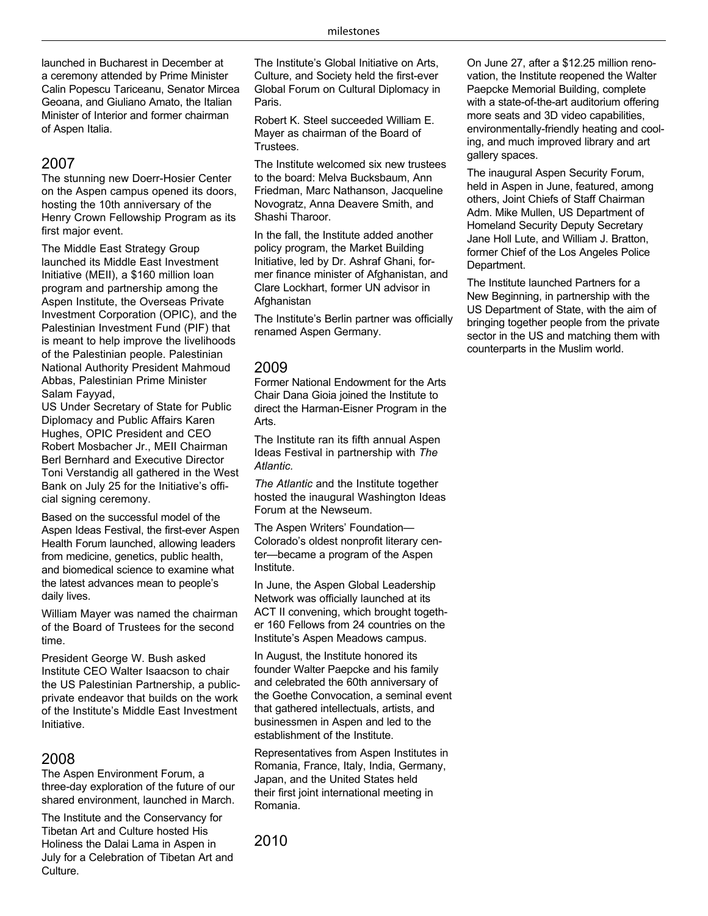launched in Bucharest in December at a ceremony attended by Prime Minister Calin Popescu Tariceanu, Senator Mircea Geoana, and Giuliano Amato, the Italian Minister of Interior and former chairman of Aspen Italia.

## 2007

The stunning new Doerr-Hosier Center on the Aspen campus opened its doors, hosting the 10th anniversary of the Henry Crown Fellowship Program as its first major event.

The Middle East Strategy Group launched its Middle East Investment Initiative (MEII), a $160 million loan program and partnership among the Aspen Institute, the Overseas Private Investment Corporation (OPIC), and the Palestinian Investment Fund (PIF) that is meant to help improve the livelihoods of the Palestinian people. Palestinian National Authority President Mahmoud Abbas, Palestinian Prime Minister Salam Fayyad, US Under Secretary of State for Public Diplomacy and Public Affairs Karen Hughes, OPIC President and CEO Robert Mosbacher Jr., MEII Chairman Berl Bernhard and Executive Director Toni Verstandig all gathered in the West Bank on July 25 for the Initiative's official signing ceremony.

Based on the successful model of the Aspen Ideas Festival, the first-ever Aspen Health Forum launched, allowing leaders from medicine, genetics, public health, and biomedical science to examine what the latest advances mean to people's daily lives.

William Mayer was named the chairman of the Board of Trustees for the second time.

President George W. Bush asked Institute CEO Walter Isaacson to chair the US Palestinian Partnership, a public-private endeavor that builds on the work of the Institute's Middle East Investment Initiative.

## 2008

The Aspen Environment Forum, a three-day exploration of the future of our shared environment, launched in March.

The Institute and the Conservancy for Tibetan Art and Culture hosted His Holiness the Dalai Lama in Aspen in July for a Celebration of Tibetan Art and Culture.

The Institute's Global Initiative on Arts, Culture, and Society held the first-ever Global Forum on Cultural Diplomacy in Paris.

Robert K. Steel succeeded William E. Mayer as chairman of the Board of Trustees.

The Institute welcomed six new trustees to the board: Melva Bucksbaum, Ann Friedman, Marc Nathanson, Jacqueline Novogratz, Anna Deavere Smith, and Shashi Tharoor.

In the fall, the Institute added another policy program, the Market Building Initiative, led by Dr. Ashraf Ghani, former finance minister of Afghanistan, and Clare Lockhart, former UN advisor in Afghanistan

The Institute's Berlin partner was officially renamed Aspen Germany.

## 2009

Former National Endowment for the Arts Chair Dana Gioia joined the Institute to direct the Harman-Eisner Program in the Arts.

The Institute ran its fifth annual Aspen Ideas Festival in partnership with *The Atlantic.*

*The Atlantic* and the Institute together hosted the inaugural Washington Ideas Forum at the Newseum.

The Aspen Writers' Foundation—Colorado's oldest nonprofit literary center—became a program of the Aspen Institute.

In June, the Aspen Global Leadership Network was officially launched at its ACT II convening, which brought together 160 Fellows from 24 countries on the Institute's Aspen Meadows campus.

In August, the Institute honored its founder Walter Paepcke and his family and celebrated the 60th anniversary of the Goethe Convocation, a seminal event that gathered intellectuals, artists, and businessmen in Aspen and led to the establishment of the Institute.

Representatives from Aspen Institutes in Romania, France, Italy, India, Germany, Japan, and the United States held their first joint international meeting in Romania.

## 2010

On June 27, after a $12.25 million renovation, the Institute reopened the Walter Paepcke Memorial Building, complete with a state-of-the-art auditorium offering more seats and 3D video capabilities, environmentally-friendly heating and cooling, and much improved library and art gallery spaces.

The inaugural Aspen Security Forum, held in Aspen in June, featured, among others, Joint Chiefs of Staff Chairman Adm. Mike Mullen, US Department of Homeland Security Deputy Secretary Jane Holl Lute, and William J. Bratton, former Chief of the Los Angeles Police Department.

The Institute launched Partners for a New Beginning, in partnership with the US Department of State, with the aim of bringing together people from the private sector in the US and matching them with counterparts in the Muslim world.